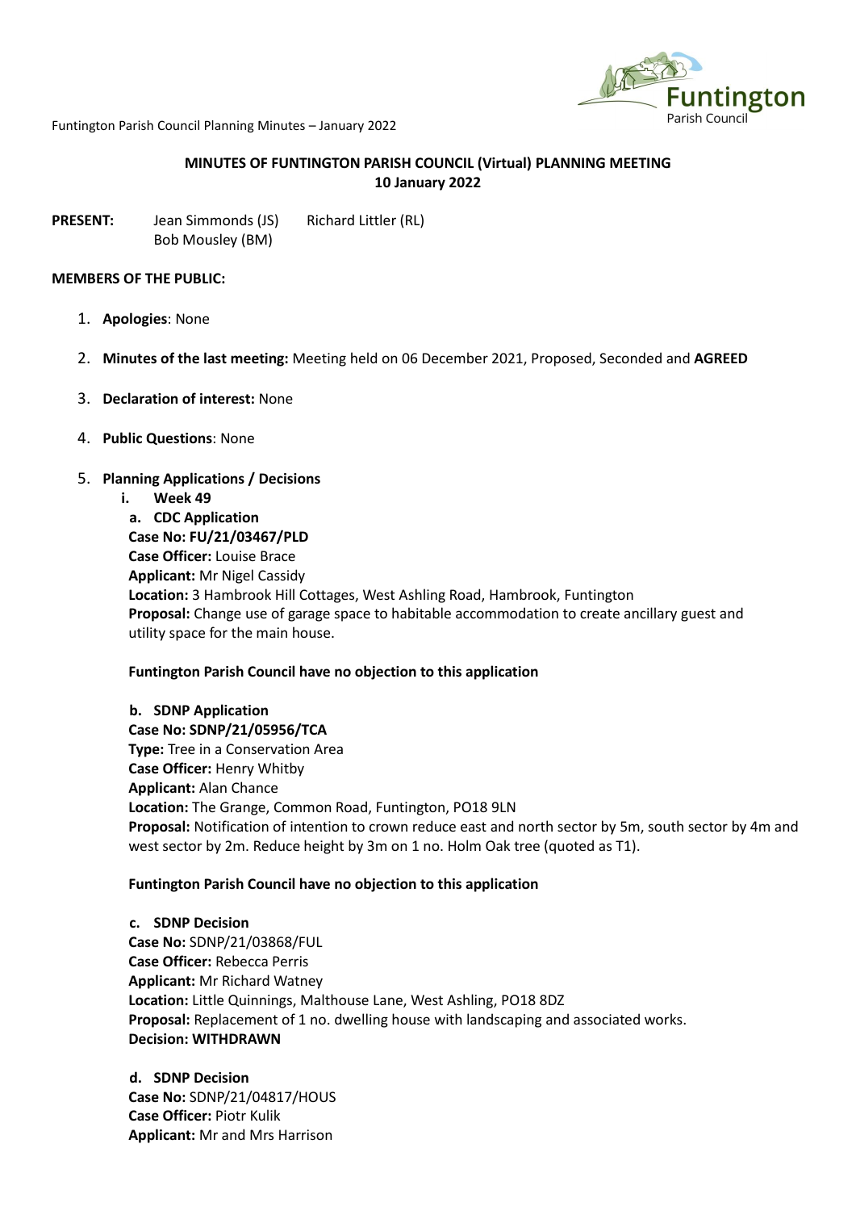**MINUTES OF FUNTINGTON PARISH COUNCIL (Virtual) PLANNING MEETING**
**10 January 2022**

**PRESENT:** Jean Simmonds (JS) Richard Littler (RL)
Bob Mousley (BM)

**MEMBERS OF THE PUBLIC:**

1. **Apologies**: None

2. **Minutes of the last meeting:** Meeting held on 06 December 2021, Proposed, Seconded and **AGREED**

3. **Declaration of interest:** None

4. **Public Questions**: None

5. **Planning Applications / Decisions**
   i. **Week 49**

      a. **CDC Application**
      **Case No: FU/21/03467/PLD**
      **Case Officer:** Louise Brace
      **Applicant:** Mr Nigel Cassidy
      **Location:** 3 Hambrook Hill Cottages, West Ashling Road, Hambrook, Funtington
      **Proposal:** Change use of garage space to habitable accommodation to create ancillary guest and utility space for the main house.

      **Funtington Parish Council have no objection to this application**

      b. **SDNP Application**
      **Case No: SDNP/21/05956/TCA**
      **Type:** Tree in a Conservation Area
      **Case Officer:** Henry Whitby
      **Applicant:** Alan Chance
      **Location:** The Grange, Common Road, Funtington, PO18 9LN
      **Proposal:** Notification of intention to crown reduce east and north sector by 5m, south sector by 4m and west sector by 2m. Reduce height by 3m on 1 no. Holm Oak tree (quoted as T1).

      **Funtington Parish Council have no objection to this application**

      c. **SDNP Decision**
      **Case No:** SDNP/21/03868/FUL
      **Case Officer:** Rebecca Perris
      **Applicant:** Mr Richard Watney
      **Location:** Little Quinnings, Malthouse Lane, West Ashling, PO18 8DZ
      **Proposal:** Replacement of 1 no. dwelling house with landscaping and associated works.
      **Decision: WITHDRAWN**

      d. **SDNP Decision**
      **Case No:** SDNP/21/04817/HOUS
      **Case Officer:** Piotr Kulik
      **Applicant:** Mr and Mrs Harrison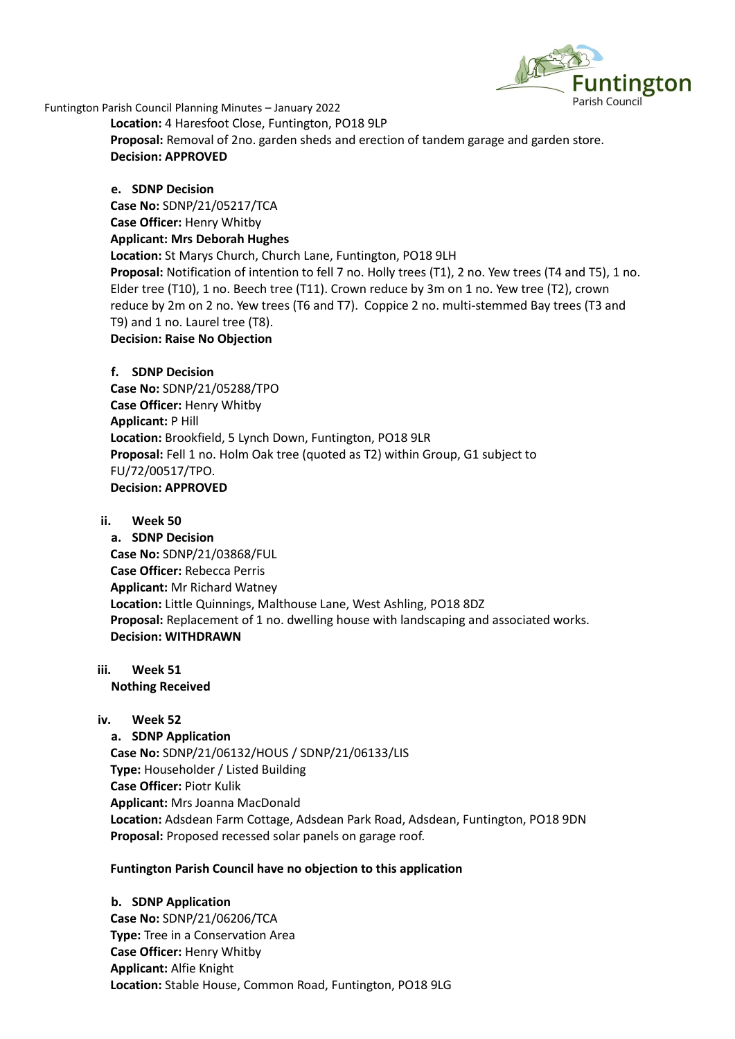**Location:** 4 Haresfoot Close, Funtington, PO18 9LP
**Proposal:** Removal of 2no. garden sheds and erection of tandem garage and garden store.
**Decision: APPROVED**

e. **SDNP Decision**
**Case No:** SDNP/21/05217/TCA
**Case Officer:** Henry Whitby
**Applicant: Mrs Deborah Hughes**
**Location:** St Marys Church, Church Lane, Funtington, PO18 9LH
**Proposal:** Notification of intention to fell 7 no. Holly trees (T1), 2 no. Yew trees (T4 and T5), 1 no. Elder tree (T10), 1 no. Beech tree (T11). Crown reduce by 3m on 1 no. Yew tree (T2), crown reduce by 2m on 2 no. Yew trees (T6 and T7). Coppice 2 no. multi-stemmed Bay trees (T3 and T9) and 1 no. Laurel tree (T8).
**Decision: Raise No Objection**

f. **SDNP Decision**
**Case No:** SDNP/21/05288/TPO
**Case Officer:** Henry Whitby
**Applicant:** P Hill
**Location:** Brookfield, 5 Lynch Down, Funtington, PO18 9LR
**Proposal:** Fell 1 no. Holm Oak tree (quoted as T2) within Group, G1 subject to FU/72/00517/TPO.
**Decision: APPROVED**

ii. **Week 50**

a. **SDNP Decision**
**Case No:** SDNP/21/03868/FUL
**Case Officer:** Rebecca Perris
**Applicant:** Mr Richard Watney
**Location:** Little Quinnings, Malthouse Lane, West Ashling, PO18 8DZ
**Proposal:** Replacement of 1 no. dwelling house with landscaping and associated works.
**Decision: WITHDRAWN**

iii. **Week 51**
**Nothing Received**

iv. **Week 52**

a. **SDNP Application**
**Case No:** SDNP/21/06132/HOUS / SDNP/21/06133/LIS
**Type:** Householder / Listed Building
**Case Officer:** Piotr Kulik
**Applicant:** Mrs Joanna MacDonald
**Location:** Adsdean Farm Cottage, Adsdean Park Road, Adsdean, Funtington, PO18 9DN
**Proposal:** Proposed recessed solar panels on garage roof.

**Funtington Parish Council have no objection to this application**

b. **SDNP Application**
**Case No:** SDNP/21/06206/TCA
**Type:** Tree in a Conservation Area
**Case Officer:** Henry Whitby
**Applicant:** Alfie Knight
**Location:** Stable House, Common Road, Funtington, PO18 9LG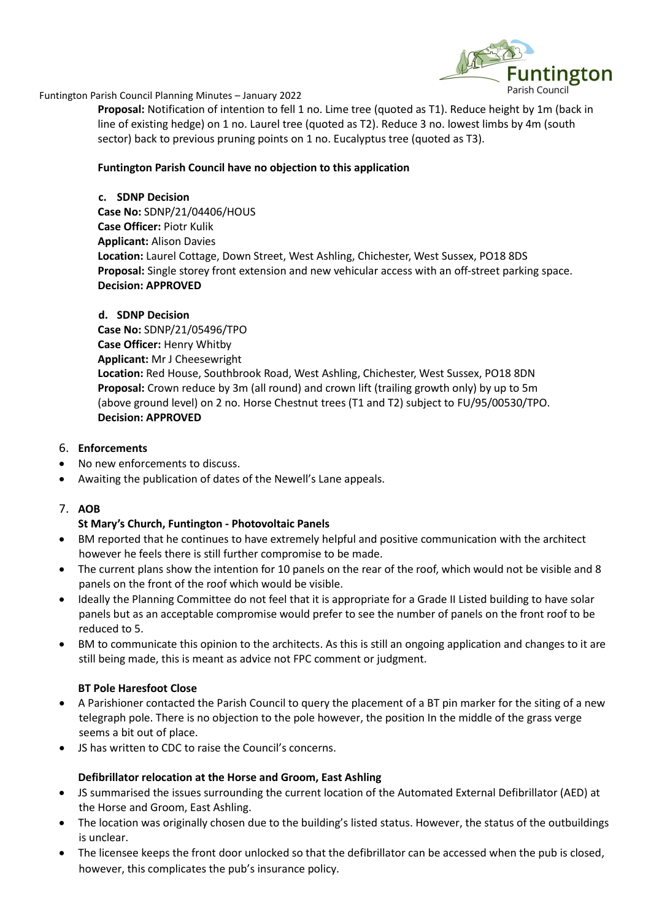**Proposal:** Notification of intention to fell 1 no. Lime tree (quoted as T1). Reduce height by 1m (back in line of existing hedge) on 1 no. Laurel tree (quoted as T2). Reduce 3 no. lowest limbs by 4m (south sector) back to previous pruning points on 1 no. Eucalyptus tree (quoted as T3).

**Funtington Parish Council have no objection to this application**

**c. SDNP Decision**
**Case No:** SDNP/21/04406/HOUS
**Case Officer:** Piotr Kulik
**Applicant:** Alison Davies
**Location:** Laurel Cottage, Down Street, West Ashling, Chichester, West Sussex, PO18 8DS
**Proposal:** Single storey front extension and new vehicular access with an off-street parking space.
**Decision: APPROVED**

**d. SDNP Decision**
**Case No:** SDNP/21/05496/TPO
**Case Officer:** Henry Whitby
**Applicant:** Mr J Cheesewright
**Location:** Red House, Southbrook Road, West Ashling, Chichester, West Sussex, PO18 8DN
**Proposal:** Crown reduce by 3m (all round) and crown lift (trailing growth only) by up to 5m (above ground level) on 2 no. Horse Chestnut trees (T1 and T2) subject to FU/95/00530/TPO.
**Decision: APPROVED**

6. **Enforcements**

- No new enforcements to discuss.
- Awaiting the publication of dates of the Newell's Lane appeals.

7. **AOB**

**St Mary's Church, Funtington - Photovoltaic Panels**

- BM reported that he continues to have extremely helpful and positive communication with the architect however he feels there is still further compromise to be made.
- The current plans show the intention for 10 panels on the rear of the roof, which would not be visible and 8 panels on the front of the roof which would be visible.
- Ideally the Planning Committee do not feel that it is appropriate for a Grade II Listed building to have solar panels but as an acceptable compromise would prefer to see the number of panels on the front roof to be reduced to 5.
- BM to communicate this opinion to the architects. As this is still an ongoing application and changes to it are still being made, this is meant as advice not FPC comment or judgment.

**BT Pole Haresfoot Close**

- A Parishioner contacted the Parish Council to query the placement of a BT pin marker for the siting of a new telegraph pole. There is no objection to the pole however, the position In the middle of the grass verge seems a bit out of place.
- JS has written to CDC to raise the Council's concerns.

**Defibrillator relocation at the Horse and Groom, East Ashling**

- JS summarised the issues surrounding the current location of the Automated External Defibrillator (AED) at the Horse and Groom, East Ashling.
- The location was originally chosen due to the building's listed status. However, the status of the outbuildings is unclear.
- The licensee keeps the front door unlocked so that the defibrillator can be accessed when the pub is closed, however, this complicates the pub's insurance policy.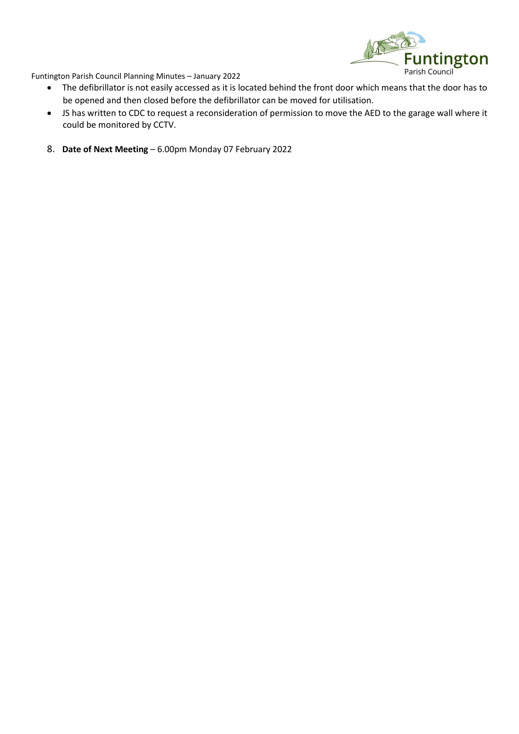- The defibrillator is not easily accessed as it is located behind the front door which means that the door has to be opened and then closed before the defibrillator can be moved for utilisation.
- JS has written to CDC to request a reconsideration of permission to move the AED to the garage wall where it could be monitored by CCTV.

8. **Date of Next Meeting** – 6.00pm Monday 07 February 2022